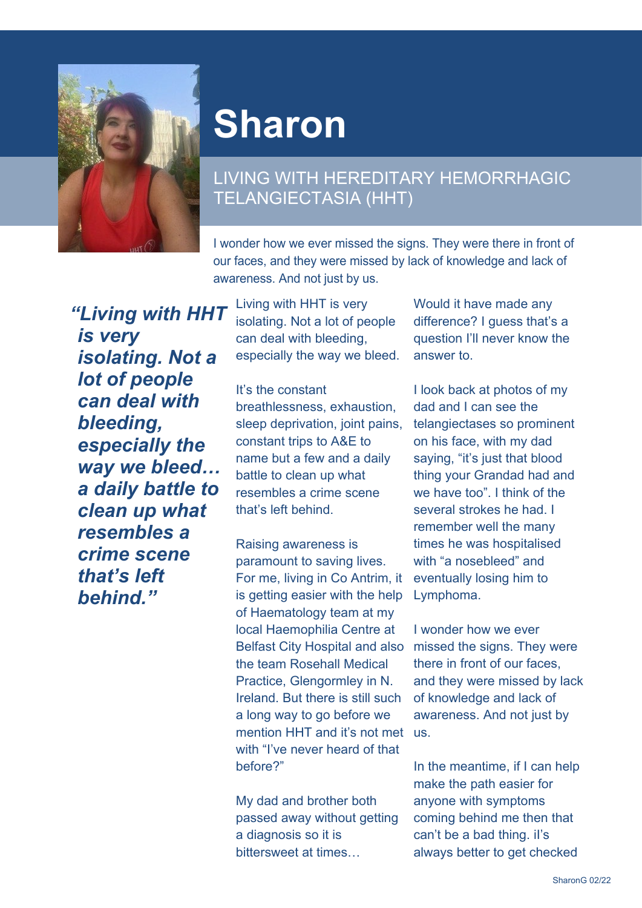# Sharon

## LIVING WITH HEREDITARY HEMORRHAGIC TELANGIECTASIA (HHT)

I wonder how we ever missed the signs. They were there in front of our faces, and they were missed by lack of knowledge and lack of awareness. And not just by us.

***"Living with HHT is very isolating. Not a lot of people can deal with bleeding, especially the way we bleed… a daily battle to clean up what resembles a crime scene that's left behind."***

Living with HHT is very isolating. Not a lot of people can deal with bleeding, especially the way we bleed.

It's the constant breathlessness, exhaustion, sleep deprivation, joint pains, constant trips to A&E to name but a few and a daily battle to clean up what resembles a crime scene that's left behind.

Raising awareness is paramount to saving lives. For me, living in Co Antrim, it is getting easier with the help of Haematology team at my local Haemophilia Centre at Belfast City Hospital and also the team Rosehall Medical Practice, Glengormley in N. Ireland. But there is still such a long way to go before we mention HHT and it's not met with "I've never heard of that before?"

My dad and brother both passed away without getting a diagnosis so it is bittersweet at times…

Would it have made any difference? I guess that's a question I'll never know the answer to.

I look back at photos of my dad and I can see the telangiectases so prominent on his face, with my dad saying, "it's just that blood thing your Grandad had and we have too". I think of the several strokes he had. I remember well the many times he was hospitalised with "a nosebleed" and eventually losing him to Lymphoma.

I wonder how we ever missed the signs. They were there in front of our faces, and they were missed by lack of knowledge and lack of awareness. And not just by us.

In the meantime, if I can help make the path easier for anyone with symptoms coming behind me then that can't be a bad thing. il's always better to get checked

SharonG 02/22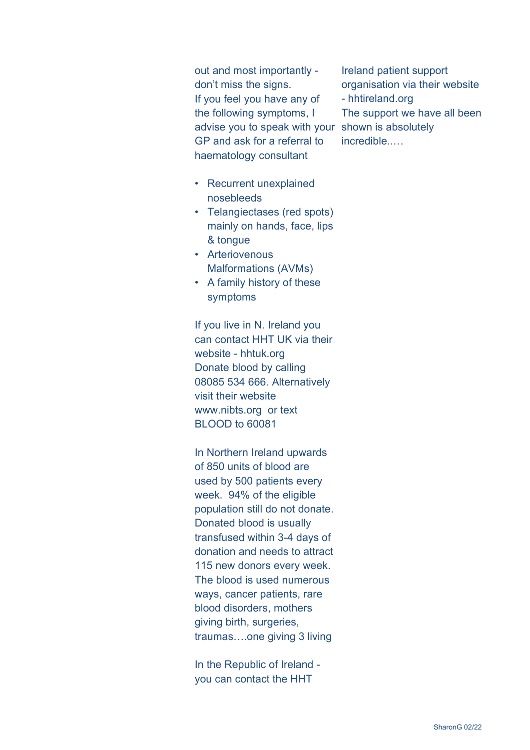out and most importantly - don't miss the signs.
If you feel you have any of the following symptoms, I advise you to speak with your GP and ask for a referral to haematology consultant

- Recurrent unexplained nosebleeds
- Telangiectases (red spots) mainly on hands, face, lips & tongue
- Arteriovenous Malformations (AVMs)
- A family history of these symptoms

If you live in N. Ireland you can contact HHT UK via their website - hhtuk.org
Donate blood by calling 08085 534 666. Alternatively visit their website www.nibts.org or text BLOOD to 60081

In Northern Ireland upwards of 850 units of blood are used by 500 patients every week. 94% of the eligible population still do not donate. Donated blood is usually transfused within 3-4 days of donation and needs to attract 115 new donors every week. The blood is used numerous ways, cancer patients, rare blood disorders, mothers giving birth, surgeries, traumas….one giving 3 living

In the Republic of Ireland - you can contact the HHT Ireland patient support organisation via their website - hhtireland.org
The support we have all been shown is absolutely incredible..…

SharonG 02/22